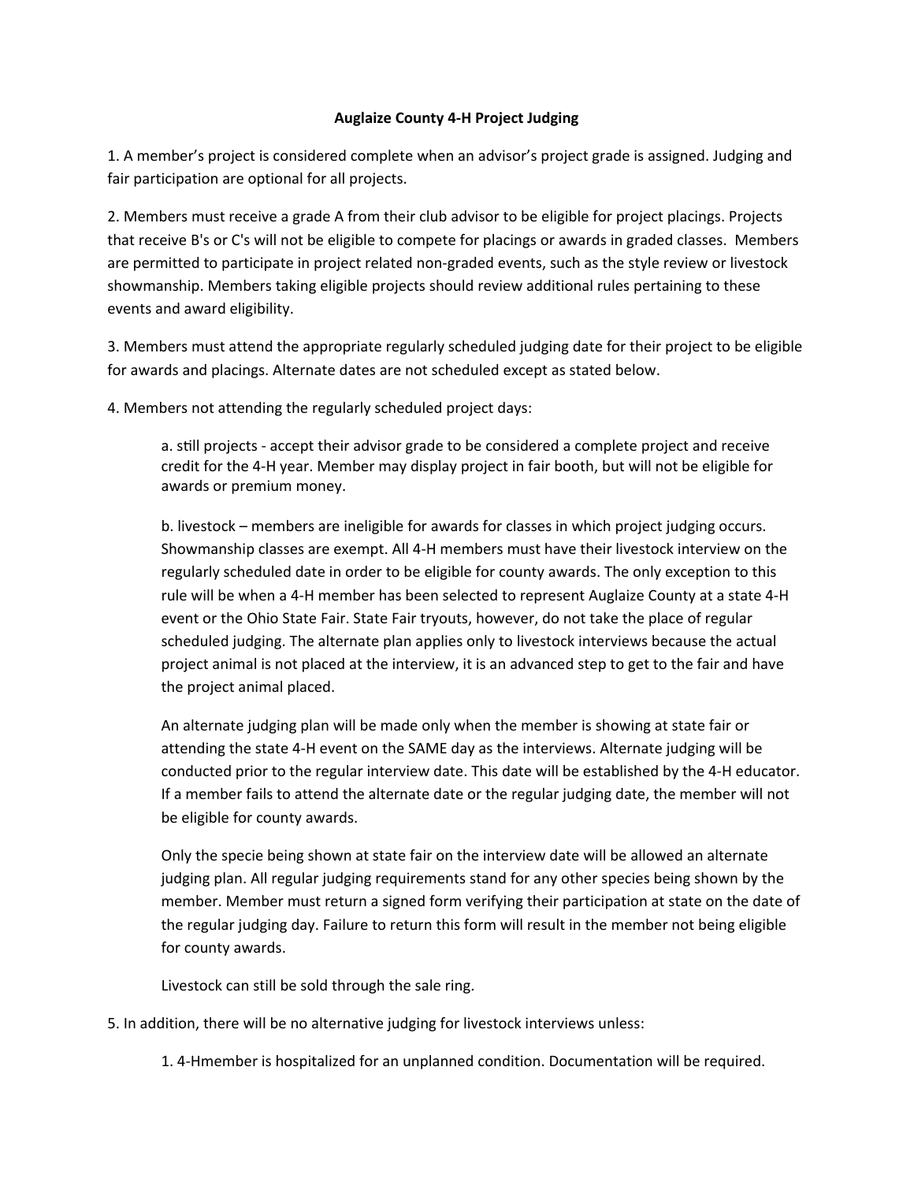**Auglaize County 4-H Project Judging**

1. A member's project is considered complete when an advisor's project grade is assigned. Judging and fair participation are optional for all projects.

2. Members must receive a grade A from their club advisor to be eligible for project placings. Projects that receive B's or C's will not be eligible to compete for placings or awards in graded classes. Members are permitted to participate in project related non-graded events, such as the style review or livestock showmanship. Members taking eligible projects should review additional rules pertaining to these events and award eligibility.

3. Members must attend the appropriate regularly scheduled judging date for their project to be eligible for awards and placings. Alternate dates are not scheduled except as stated below.

4. Members not attending the regularly scheduled project days:

   a. still projects - accept their advisor grade to be considered a complete project and receive credit for the 4-H year. Member may display project in fair booth, but will not be eligible for awards or premium money.

   b. livestock – members are ineligible for awards for classes in which project judging occurs. Showmanship classes are exempt. All 4-H members must have their livestock interview on the regularly scheduled date in order to be eligible for county awards. The only exception to this rule will be when a 4-H member has been selected to represent Auglaize County at a state 4-H event or the Ohio State Fair. State Fair tryouts, however, do not take the place of regular scheduled judging. The alternate plan applies only to livestock interviews because the actual project animal is not placed at the interview, it is an advanced step to get to the fair and have the project animal placed.

   An alternate judging plan will be made only when the member is showing at state fair or attending the state 4-H event on the SAME day as the interviews. Alternate judging will be conducted prior to the regular interview date. This date will be established by the 4-H educator. If a member fails to attend the alternate date or the regular judging date, the member will not be eligible for county awards.

   Only the specie being shown at state fair on the interview date will be allowed an alternate judging plan. All regular judging requirements stand for any other species being shown by the member. Member must return a signed form verifying their participation at state on the date of the regular judging day. Failure to return this form will result in the member not being eligible for county awards.

   Livestock can still be sold through the sale ring.

5. In addition, there will be no alternative judging for livestock interviews unless:

   1. 4-Hmember is hospitalized for an unplanned condition. Documentation will be required.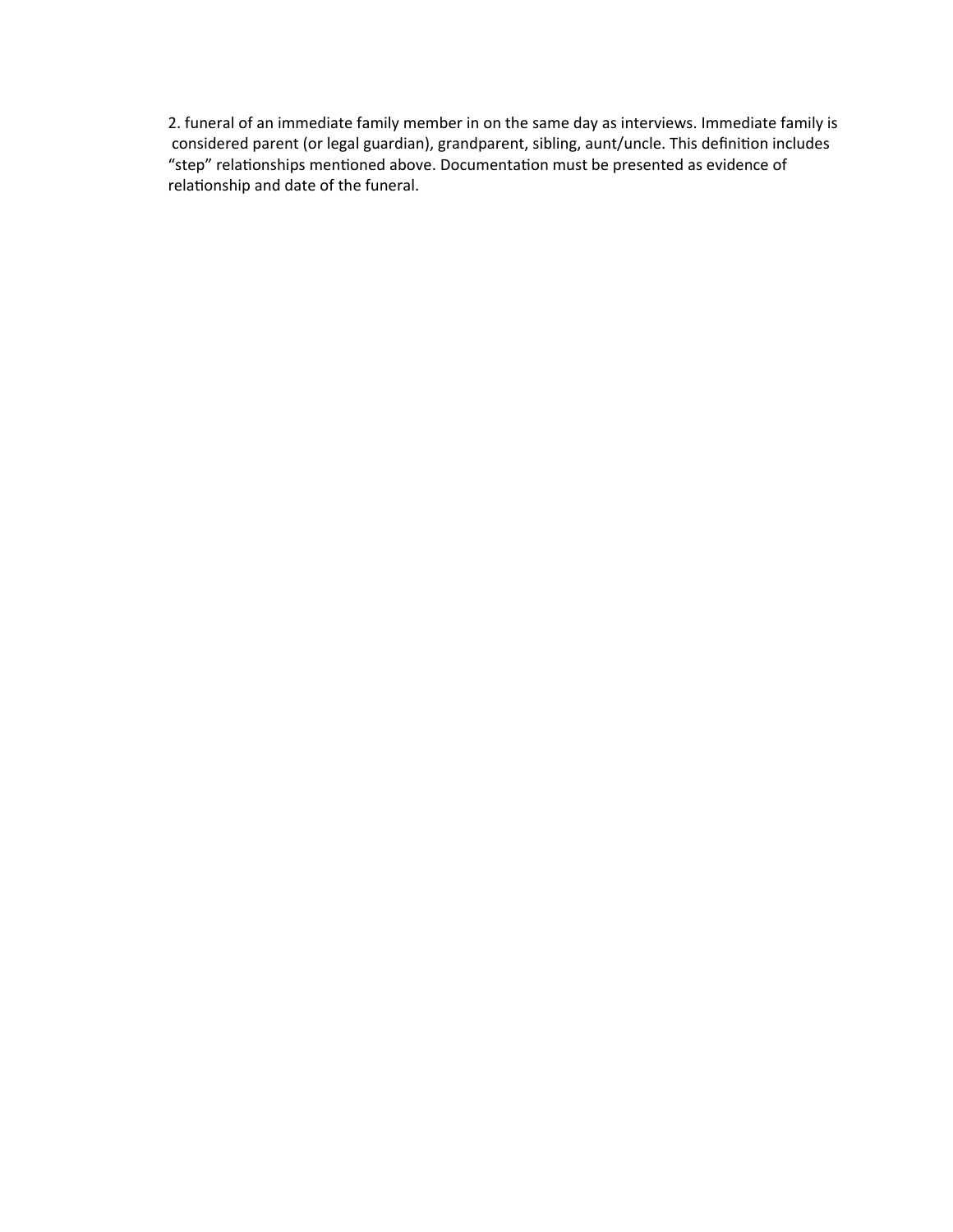2. funeral of an immediate family member in on the same day as interviews. Immediate family is considered parent (or legal guardian), grandparent, sibling, aunt/uncle. This definition includes "step" relationships mentioned above. Documentation must be presented as evidence of relationship and date of the funeral.